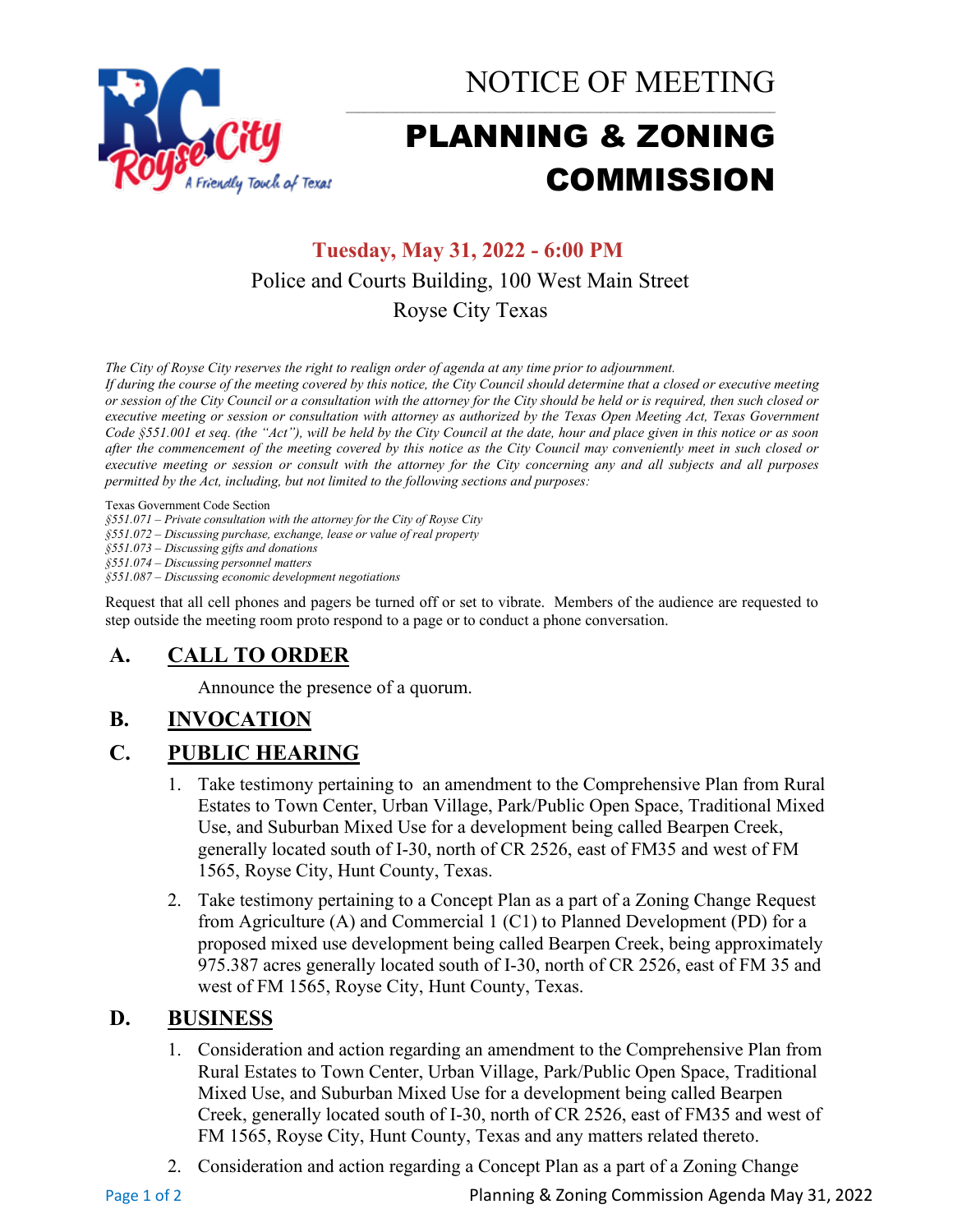# NOTICE OF MEETING

# PLANNING & ZONING COMMISSION

**Tuesday, May 31, 2022 - 6:00 PM**

Police and Courts Building, 100 West Main Street

Royse City Texas

*The City of Royse City reserves the right to realign order of agenda at any time prior to adjournment.*
*If during the course of the meeting covered by this notice, the City Council should determine that a closed or executive meeting or session of the City Council or a consultation with the attorney for the City should be held or is required, then such closed or executive meeting or session or consultation with attorney as authorized by the Texas Open Meeting Act, Texas Government Code §551.001 et seq. (the "Act"), will be held by the City Council at the date, hour and place given in this notice or as soon after the commencement of the meeting covered by this notice as the City Council may conveniently meet in such closed or executive meeting or session or consult with the attorney for the City concerning any and all subjects and all purposes permitted by the Act, including, but not limited to the following sections and purposes:*

Texas Government Code Section
*§551.071 – Private consultation with the attorney for the City of Royse City*
*§551.072 – Discussing purchase, exchange, lease or value of real property*
*§551.073 – Discussing gifts and donations*
*§551.074 – Discussing personnel matters*
*§551.087 – Discussing economic development negotiations*

Request that all cell phones and pagers be turned off or set to vibrate. Members of the audience are requested to step outside the meeting room proto respond to a page or to conduct a phone conversation.

## A. CALL TO ORDER

Announce the presence of a quorum.

## B. INVOCATION

## C. PUBLIC HEARING

1. Take testimony pertaining to an amendment to the Comprehensive Plan from Rural Estates to Town Center, Urban Village, Park/Public Open Space, Traditional Mixed Use, and Suburban Mixed Use for a development being called Bearpen Creek, generally located south of I-30, north of CR 2526, east of FM35 and west of FM 1565, Royse City, Hunt County, Texas.
2. Take testimony pertaining to a Concept Plan as a part of a Zoning Change Request from Agriculture (A) and Commercial 1 (C1) to Planned Development (PD) for a proposed mixed use development being called Bearpen Creek, being approximately 975.387 acres generally located south of I-30, north of CR 2526, east of FM 35 and west of FM 1565, Royse City, Hunt County, Texas.

## D. BUSINESS

1. Consideration and action regarding an amendment to the Comprehensive Plan from Rural Estates to Town Center, Urban Village, Park/Public Open Space, Traditional Mixed Use, and Suburban Mixed Use for a development being called Bearpen Creek, generally located south of I-30, north of CR 2526, east of FM35 and west of FM 1565, Royse City, Hunt County, Texas and any matters related thereto.
2. Consideration and action regarding a Concept Plan as a part of a Zoning Change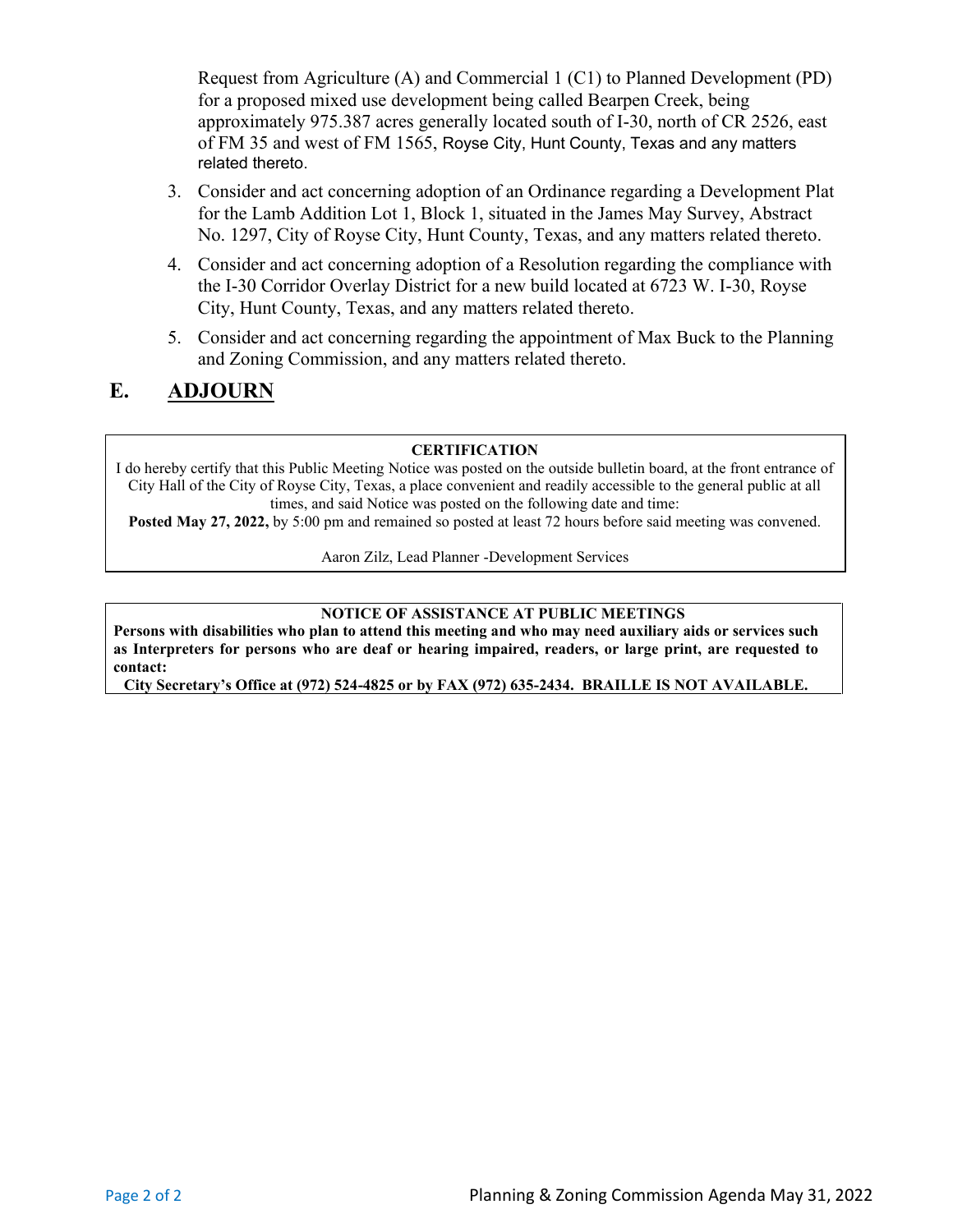Request from Agriculture (A) and Commercial 1 (C1) to Planned Development (PD) for a proposed mixed use development being called Bearpen Creek, being approximately 975.387 acres generally located south of I-30, north of CR 2526, east of FM 35 and west of FM 1565, Royse City, Hunt County, Texas and any matters related thereto.

3. Consider and act concerning adoption of an Ordinance regarding a Development Plat for the Lamb Addition Lot 1, Block 1, situated in the James May Survey, Abstract No. 1297, City of Royse City, Hunt County, Texas, and any matters related thereto.
4. Consider and act concerning adoption of a Resolution regarding the compliance with the I-30 Corridor Overlay District for a new build located at 6723 W. I-30, Royse City, Hunt County, Texas, and any matters related thereto.
5. Consider and act concerning regarding the appointment of Max Buck to the Planning and Zoning Commission, and any matters related thereto.

## E. ADJOURN

**CERTIFICATION**

I do hereby certify that this Public Meeting Notice was posted on the outside bulletin board, at the front entrance of City Hall of the City of Royse City, Texas, a place convenient and readily accessible to the general public at all times, and said Notice was posted on the following date and time:

**Posted May 27, 2022,** by 5:00 pm and remained so posted at least 72 hours before said meeting was convened.

Aaron Zilz, Lead Planner -Development Services

**NOTICE OF ASSISTANCE AT PUBLIC MEETINGS**

**Persons with disabilities who plan to attend this meeting and who may need auxiliary aids or services such as Interpreters for persons who are deaf or hearing impaired, readers, or large print, are requested to contact:**

**City Secretary's Office at (972) 524-4825 or by FAX (972) 635-2434. BRAILLE IS NOT AVAILABLE.**